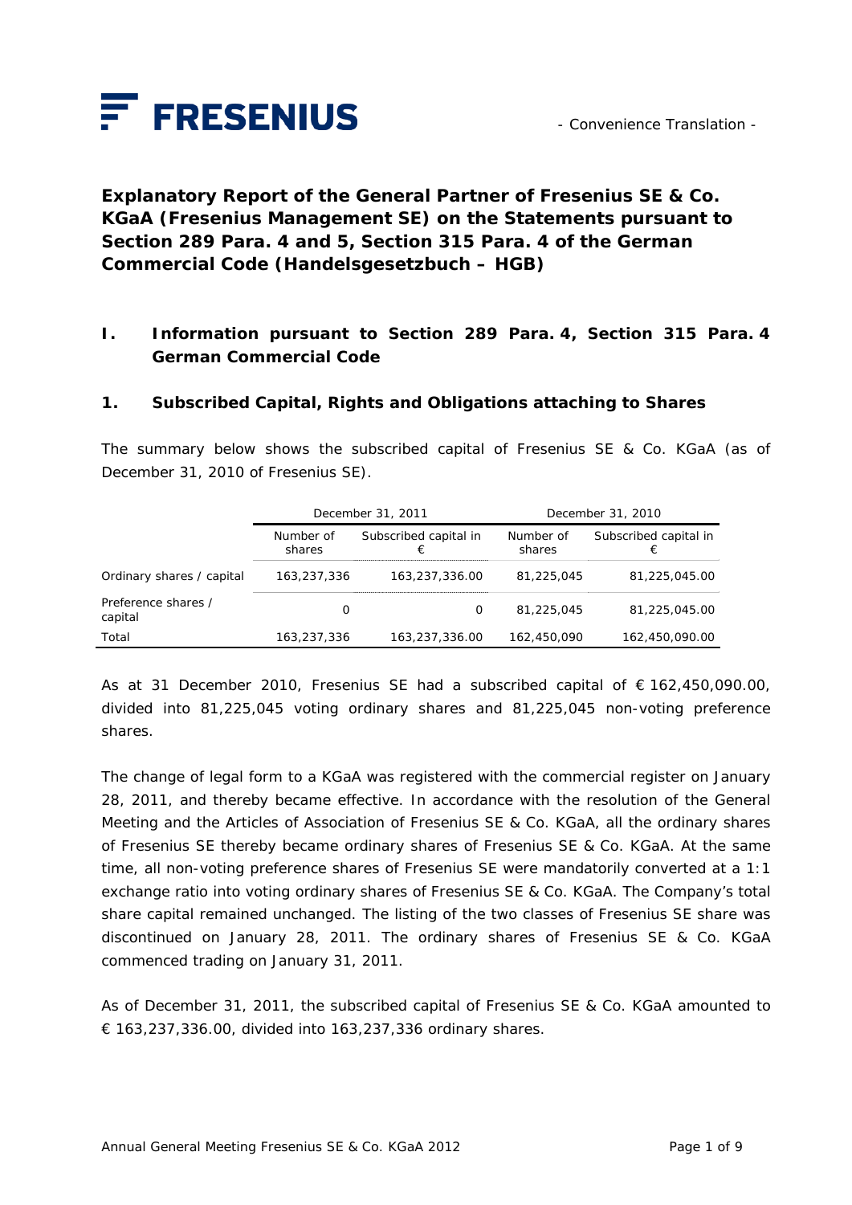FRESENIUS

- Convenience Translation -

# Explanatory Report of the General Partner of Fresenius SE & Co. KGaA (Fresenius Management SE) on the Statements pursuant to Section 289 Para. 4 and 5, Section 315 Para. 4 of the German Commercial Code (Handelsgesetzbuch – HGB)

## I. Information pursuant to Section 289 Para. 4, Section 315 Para. 4 German Commercial Code

### 1. Subscribed Capital, Rights and Obligations attaching to Shares

The summary below shows the subscribed capital of Fresenius SE & Co. KGaA (as of December 31, 2010 of Fresenius SE).

| | December 31, 2011 | | December 31, 2010 | |
|---|---|---|---|---|
| | Number of shares | Subscribed capital in € | Number of shares | Subscribed capital in € |
| Ordinary shares / capital | 163,237,336 | 163,237,336.00 | 81,225,045 | 81,225,045.00 |
| Preference shares / capital | 0 | 0 | 81,225,045 | 81,225,045.00 |
| Total | 163,237,336 | 163,237,336.00 | 162,450,090 | 162,450,090.00 |

As at 31 December 2010, Fresenius SE had a subscribed capital of € 162,450,090.00, divided into 81,225,045 voting ordinary shares and 81,225,045 non-voting preference shares.

The change of legal form to a KGaA was registered with the commercial register on January 28, 2011, and thereby became effective. In accordance with the resolution of the General Meeting and the Articles of Association of Fresenius SE & Co. KGaA, all the ordinary shares of Fresenius SE thereby became ordinary shares of Fresenius SE & Co. KGaA. At the same time, all non-voting preference shares of Fresenius SE were mandatorily converted at a 1:1 exchange ratio into voting ordinary shares of Fresenius SE & Co. KGaA. The Company's total share capital remained unchanged. The listing of the two classes of Fresenius SE share was discontinued on January 28, 2011. The ordinary shares of Fresenius SE & Co. KGaA commenced trading on January 31, 2011.

As of December 31, 2011, the subscribed capital of Fresenius SE & Co. KGaA amounted to € 163,237,336.00, divided into 163,237,336 ordinary shares.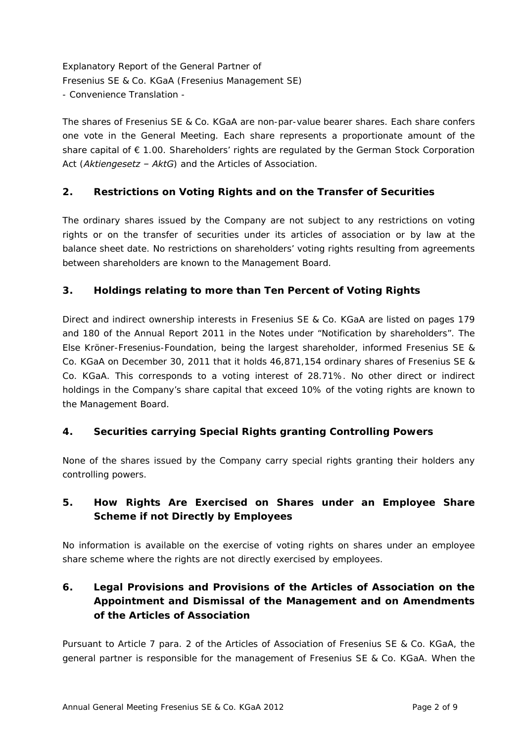Explanatory Report of the General Partner of
Fresenius SE & Co. KGaA (Fresenius Management SE)
- Convenience Translation -

The shares of Fresenius SE & Co. KGaA are non-par-value bearer shares. Each share confers one vote in the General Meeting. Each share represents a proportionate amount of the share capital of € 1.00. Shareholders' rights are regulated by the German Stock Corporation Act (*Aktiengesetz – AktG*) and the Articles of Association.

## 2. Restrictions on Voting Rights and on the Transfer of Securities

The ordinary shares issued by the Company are not subject to any restrictions on voting rights or on the transfer of securities under its articles of association or by law at the balance sheet date. No restrictions on shareholders' voting rights resulting from agreements between shareholders are known to the Management Board.

## 3. Holdings relating to more than Ten Percent of Voting Rights

Direct and indirect ownership interests in Fresenius SE & Co. KGaA are listed on pages 179 and 180 of the Annual Report 2011 in the Notes under "Notification by shareholders". The Else Kröner-Fresenius-Foundation, being the largest shareholder, informed Fresenius SE & Co. KGaA on December 30, 2011 that it holds 46,871,154 ordinary shares of Fresenius SE & Co. KGaA. This corresponds to a voting interest of 28.71%. No other direct or indirect holdings in the Company's share capital that exceed 10% of the voting rights are known to the Management Board.

## 4. Securities carrying Special Rights granting Controlling Powers

None of the shares issued by the Company carry special rights granting their holders any controlling powers.

## 5. How Rights Are Exercised on Shares under an Employee Share Scheme if not Directly by Employees

No information is available on the exercise of voting rights on shares under an employee share scheme where the rights are not directly exercised by employees.

## 6. Legal Provisions and Provisions of the Articles of Association on the Appointment and Dismissal of the Management and on Amendments of the Articles of Association

Pursuant to Article 7 para. 2 of the Articles of Association of Fresenius SE & Co. KGaA, the general partner is responsible for the management of Fresenius SE & Co. KGaA. When the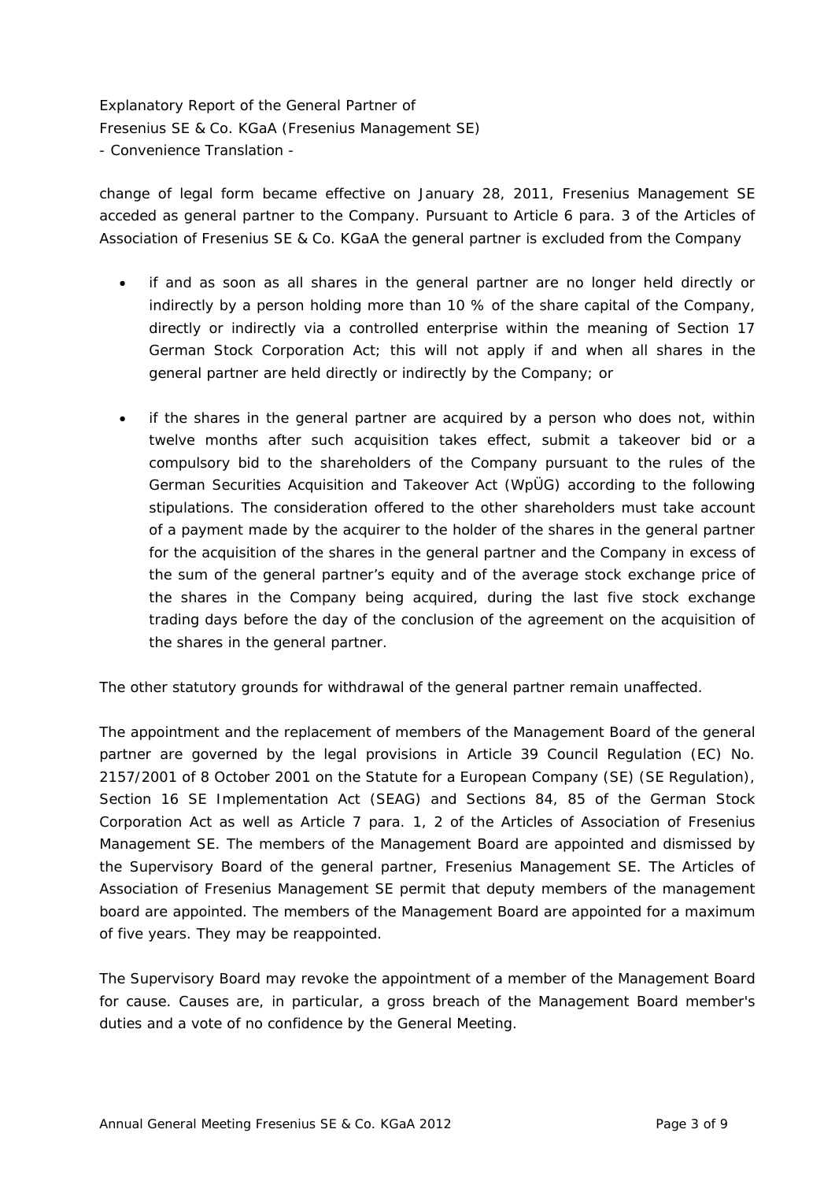change of legal form became effective on January 28, 2011, Fresenius Management SE acceded as general partner to the Company. Pursuant to Article 6 para. 3 of the Articles of Association of Fresenius SE & Co. KGaA the general partner is excluded from the Company

- if and as soon as all shares in the general partner are no longer held directly or indirectly by a person holding more than 10 % of the share capital of the Company, directly or indirectly via a controlled enterprise within the meaning of Section 17 German Stock Corporation Act; this will not apply if and when all shares in the general partner are held directly or indirectly by the Company; or

- if the shares in the general partner are acquired by a person who does not, within twelve months after such acquisition takes effect, submit a takeover bid or a compulsory bid to the shareholders of the Company pursuant to the rules of the German Securities Acquisition and Takeover Act (WpÜG) according to the following stipulations. The consideration offered to the other shareholders must take account of a payment made by the acquirer to the holder of the shares in the general partner for the acquisition of the shares in the general partner and the Company in excess of the sum of the general partner's equity and of the average stock exchange price of the shares in the Company being acquired, during the last five stock exchange trading days before the day of the conclusion of the agreement on the acquisition of the shares in the general partner.

The other statutory grounds for withdrawal of the general partner remain unaffected.

The appointment and the replacement of members of the Management Board of the general partner are governed by the legal provisions in Article 39 Council Regulation (EC) No. 2157/2001 of 8 October 2001 on the Statute for a European Company (SE) (SE Regulation), Section 16 SE Implementation Act (SEAG) and Sections 84, 85 of the German Stock Corporation Act as well as Article 7 para. 1, 2 of the Articles of Association of Fresenius Management SE. The members of the Management Board are appointed and dismissed by the Supervisory Board of the general partner, Fresenius Management SE. The Articles of Association of Fresenius Management SE permit that deputy members of the management board are appointed. The members of the Management Board are appointed for a maximum of five years. They may be reappointed.

The Supervisory Board may revoke the appointment of a member of the Management Board for cause. Causes are, in particular, a gross breach of the Management Board member's duties and a vote of no confidence by the General Meeting.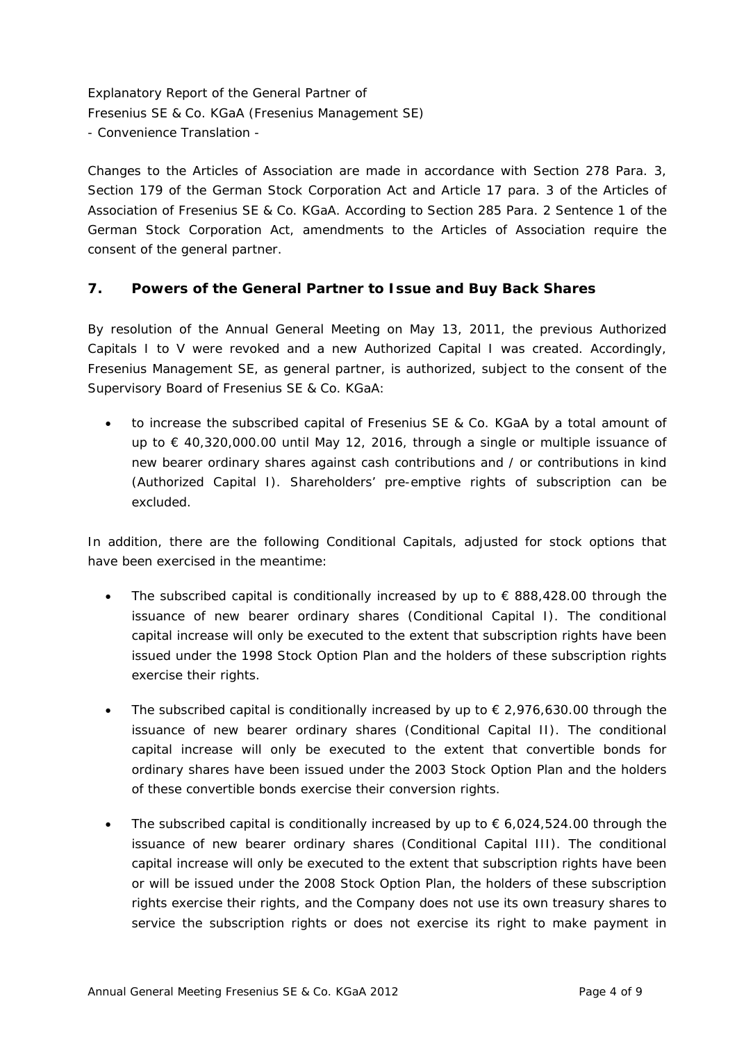Explanatory Report of the General Partner of
Fresenius SE & Co. KGaA (Fresenius Management SE)
- Convenience Translation -

Changes to the Articles of Association are made in accordance with Section 278 Para. 3, Section 179 of the German Stock Corporation Act and Article 17 para. 3 of the Articles of Association of Fresenius SE & Co. KGaA. According to Section 285 Para. 2 Sentence 1 of the German Stock Corporation Act, amendments to the Articles of Association require the consent of the general partner.

## 7. Powers of the General Partner to Issue and Buy Back Shares

By resolution of the Annual General Meeting on May 13, 2011, the previous Authorized Capitals I to V were revoked and a new Authorized Capital I was created. Accordingly, Fresenius Management SE, as general partner, is authorized, subject to the consent of the Supervisory Board of Fresenius SE & Co. KGaA:

- to increase the subscribed capital of Fresenius SE & Co. KGaA by a total amount of up to € 40,320,000.00 until May 12, 2016, through a single or multiple issuance of new bearer ordinary shares against cash contributions and / or contributions in kind (Authorized Capital I). Shareholders' pre-emptive rights of subscription can be excluded.

In addition, there are the following Conditional Capitals, adjusted for stock options that have been exercised in the meantime:

- The subscribed capital is conditionally increased by up to € 888,428.00 through the issuance of new bearer ordinary shares (Conditional Capital I). The conditional capital increase will only be executed to the extent that subscription rights have been issued under the 1998 Stock Option Plan and the holders of these subscription rights exercise their rights.
- The subscribed capital is conditionally increased by up to € 2,976,630.00 through the issuance of new bearer ordinary shares (Conditional Capital II). The conditional capital increase will only be executed to the extent that convertible bonds for ordinary shares have been issued under the 2003 Stock Option Plan and the holders of these convertible bonds exercise their conversion rights.
- The subscribed capital is conditionally increased by up to € 6,024,524.00 through the issuance of new bearer ordinary shares (Conditional Capital III). The conditional capital increase will only be executed to the extent that subscription rights have been or will be issued under the 2008 Stock Option Plan, the holders of these subscription rights exercise their rights, and the Company does not use its own treasury shares to service the subscription rights or does not exercise its right to make payment in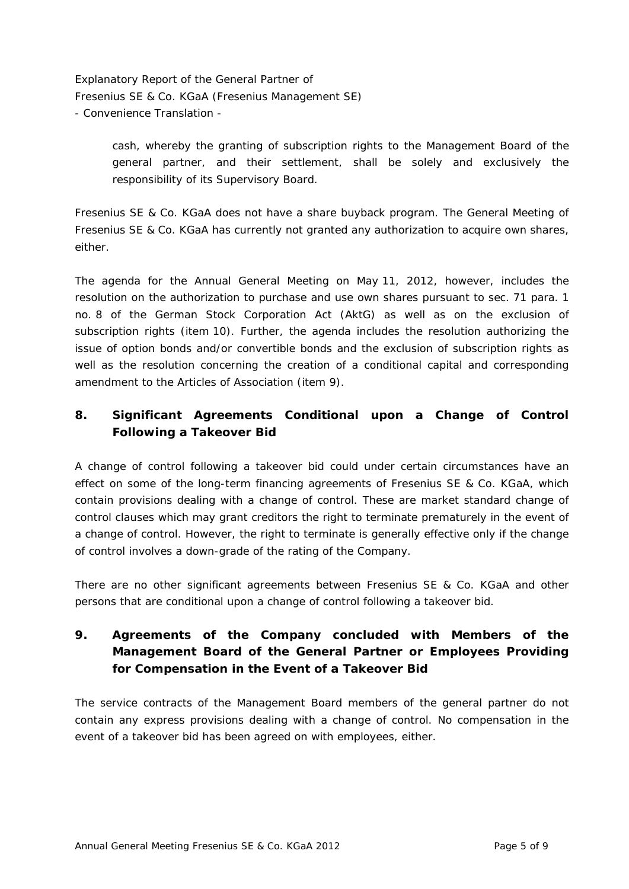cash, whereby the granting of subscription rights to the Management Board of the general partner, and their settlement, shall be solely and exclusively the responsibility of its Supervisory Board.

Fresenius SE & Co. KGaA does not have a share buyback program. The General Meeting of Fresenius SE & Co. KGaA has currently not granted any authorization to acquire own shares, either.

The agenda for the Annual General Meeting on May 11, 2012, however, includes the resolution on the authorization to purchase and use own shares pursuant to sec. 71 para. 1 no. 8 of the German Stock Corporation Act (AktG) as well as on the exclusion of subscription rights (item 10). Further, the agenda includes the resolution authorizing the issue of option bonds and/or convertible bonds and the exclusion of subscription rights as well as the resolution concerning the creation of a conditional capital and corresponding amendment to the Articles of Association (item 9).

## 8. Significant Agreements Conditional upon a Change of Control Following a Takeover Bid

A change of control following a takeover bid could under certain circumstances have an effect on some of the long-term financing agreements of Fresenius SE & Co. KGaA, which contain provisions dealing with a change of control. These are market standard change of control clauses which may grant creditors the right to terminate prematurely in the event of a change of control. However, the right to terminate is generally effective only if the change of control involves a down-grade of the rating of the Company.

There are no other significant agreements between Fresenius SE & Co. KGaA and other persons that are conditional upon a change of control following a takeover bid.

## 9. Agreements of the Company concluded with Members of the Management Board of the General Partner or Employees Providing for Compensation in the Event of a Takeover Bid

The service contracts of the Management Board members of the general partner do not contain any express provisions dealing with a change of control. No compensation in the event of a takeover bid has been agreed on with employees, either.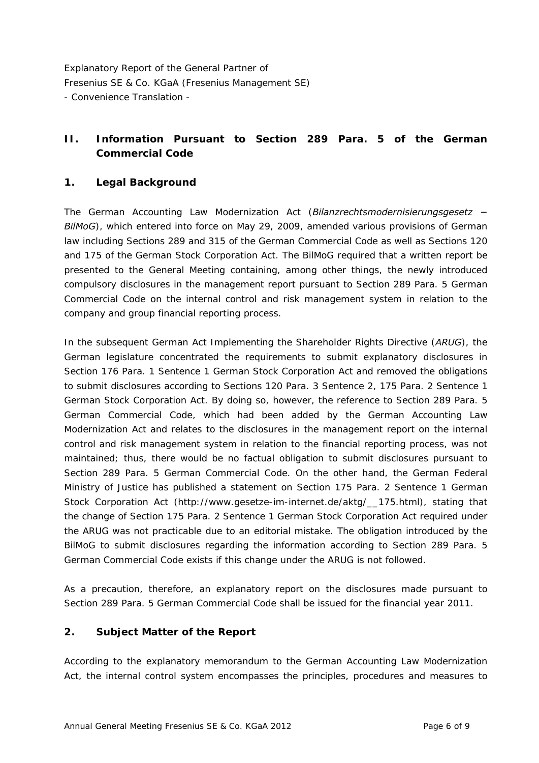Explanatory Report of the General Partner of
Fresenius SE & Co. KGaA (Fresenius Management SE)
- Convenience Translation -

## II. Information Pursuant to Section 289 Para. 5 of the German Commercial Code

### 1. Legal Background

The German Accounting Law Modernization Act (*Bilanzrechtsmodernisierungsgesetz – BilMoG*), which entered into force on May 29, 2009, amended various provisions of German law including Sections 289 and 315 of the German Commercial Code as well as Sections 120 and 175 of the German Stock Corporation Act. The BilMoG required that a written report be presented to the General Meeting containing, among other things, the newly introduced compulsory disclosures in the management report pursuant to Section 289 Para. 5 German Commercial Code on the internal control and risk management system in relation to the company and group financial reporting process.

In the subsequent German Act Implementing the Shareholder Rights Directive (*ARUG*), the German legislature concentrated the requirements to submit explanatory disclosures in Section 176 Para. 1 Sentence 1 German Stock Corporation Act and removed the obligations to submit disclosures according to Sections 120 Para. 3 Sentence 2, 175 Para. 2 Sentence 1 German Stock Corporation Act. By doing so, however, the reference to Section 289 Para. 5 German Commercial Code, which had been added by the German Accounting Law Modernization Act and relates to the disclosures in the management report on the internal control and risk management system in relation to the financial reporting process, was not maintained; thus, there would be no factual obligation to submit disclosures pursuant to Section 289 Para. 5 German Commercial Code. On the other hand, the German Federal Ministry of Justice has published a statement on Section 175 Para. 2 Sentence 1 German Stock Corporation Act (http://www.gesetze-im-internet.de/aktg/__175.html), stating that the change of Section 175 Para. 2 Sentence 1 German Stock Corporation Act required under the ARUG was not practicable due to an editorial mistake. The obligation introduced by the BilMoG to submit disclosures regarding the information according to Section 289 Para. 5 German Commercial Code exists if this change under the ARUG is not followed.

As a precaution, therefore, an explanatory report on the disclosures made pursuant to Section 289 Para. 5 German Commercial Code shall be issued for the financial year 2011.

### 2. Subject Matter of the Report

According to the explanatory memorandum to the German Accounting Law Modernization Act, the internal control system encompasses the principles, procedures and measures to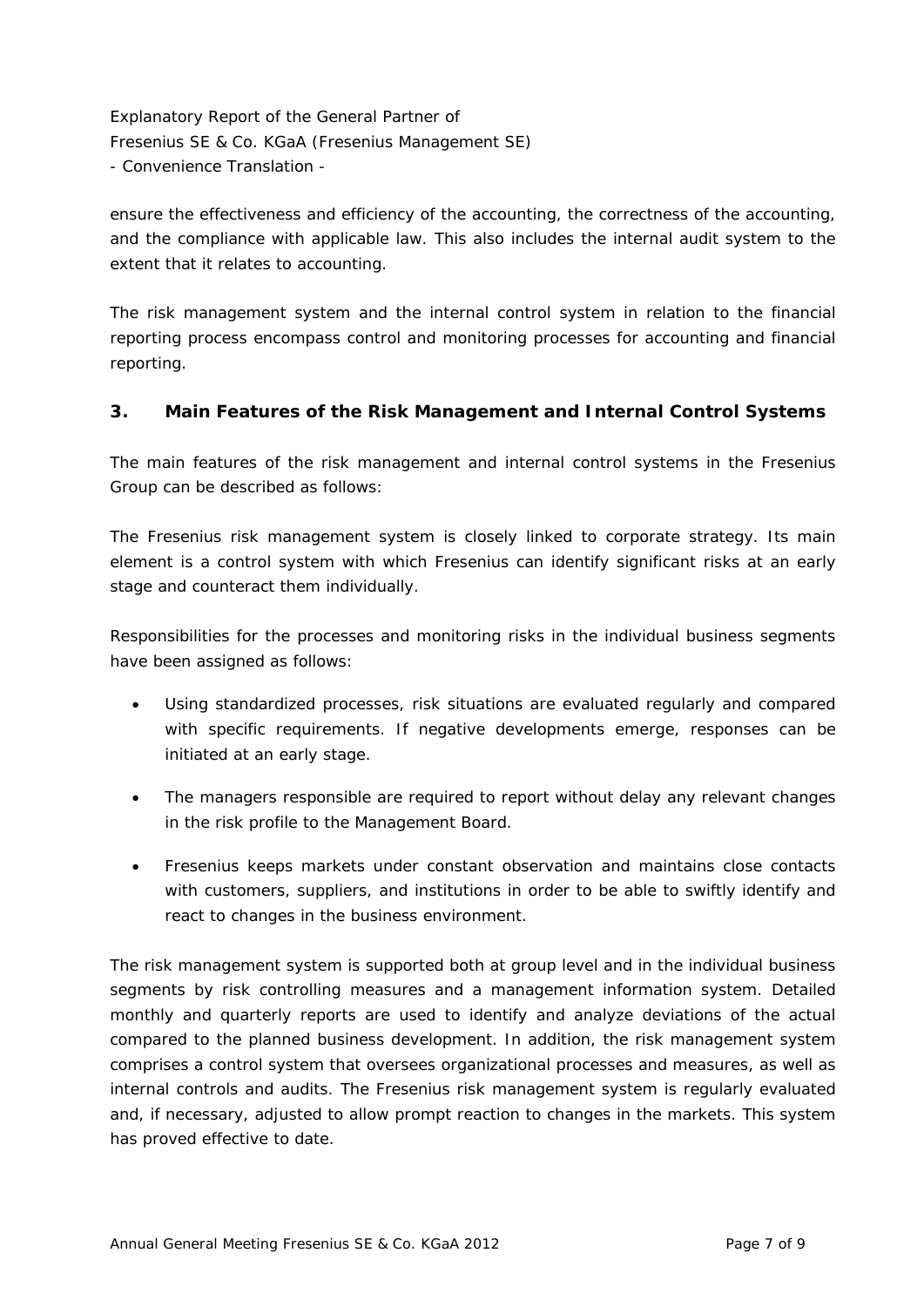ensure the effectiveness and efficiency of the accounting, the correctness of the accounting, and the compliance with applicable law. This also includes the internal audit system to the extent that it relates to accounting.

The risk management system and the internal control system in relation to the financial reporting process encompass control and monitoring processes for accounting and financial reporting.

## 3. Main Features of the Risk Management and Internal Control Systems

The main features of the risk management and internal control systems in the Fresenius Group can be described as follows:

The Fresenius risk management system is closely linked to corporate strategy. Its main element is a control system with which Fresenius can identify significant risks at an early stage and counteract them individually.

Responsibilities for the processes and monitoring risks in the individual business segments have been assigned as follows:

- Using standardized processes, risk situations are evaluated regularly and compared with specific requirements. If negative developments emerge, responses can be initiated at an early stage.
- The managers responsible are required to report without delay any relevant changes in the risk profile to the Management Board.
- Fresenius keeps markets under constant observation and maintains close contacts with customers, suppliers, and institutions in order to be able to swiftly identify and react to changes in the business environment.

The risk management system is supported both at group level and in the individual business segments by risk controlling measures and a management information system. Detailed monthly and quarterly reports are used to identify and analyze deviations of the actual compared to the planned business development. In addition, the risk management system comprises a control system that oversees organizational processes and measures, as well as internal controls and audits. The Fresenius risk management system is regularly evaluated and, if necessary, adjusted to allow prompt reaction to changes in the markets. This system has proved effective to date.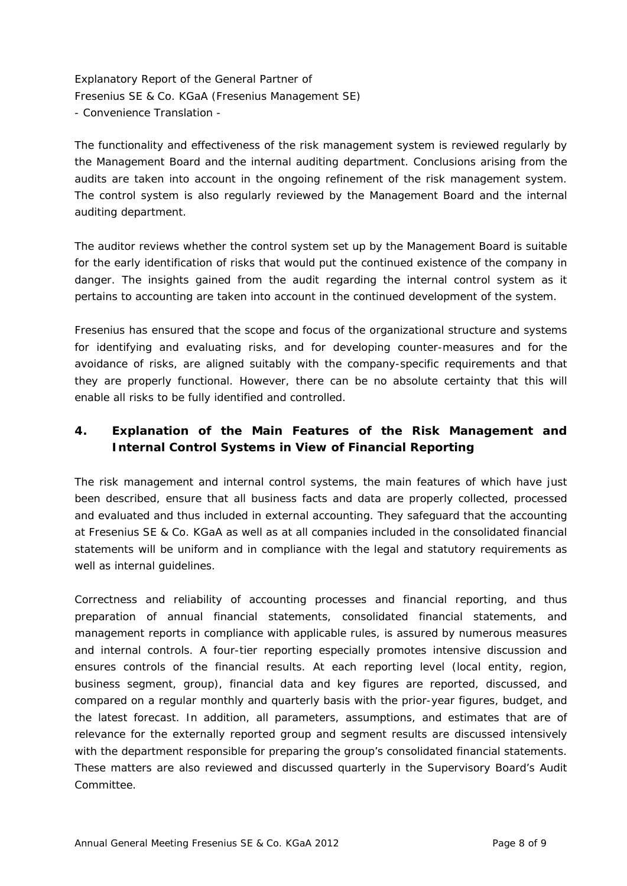The functionality and effectiveness of the risk management system is reviewed regularly by the Management Board and the internal auditing department. Conclusions arising from the audits are taken into account in the ongoing refinement of the risk management system. The control system is also regularly reviewed by the Management Board and the internal auditing department.

The auditor reviews whether the control system set up by the Management Board is suitable for the early identification of risks that would put the continued existence of the company in danger. The insights gained from the audit regarding the internal control system as it pertains to accounting are taken into account in the continued development of the system.

Fresenius has ensured that the scope and focus of the organizational structure and systems for identifying and evaluating risks, and for developing counter-measures and for the avoidance of risks, are aligned suitably with the company-specific requirements and that they are properly functional. However, there can be no absolute certainty that this will enable all risks to be fully identified and controlled.

## 4. Explanation of the Main Features of the Risk Management and Internal Control Systems in View of Financial Reporting

The risk management and internal control systems, the main features of which have just been described, ensure that all business facts and data are properly collected, processed and evaluated and thus included in external accounting. They safeguard that the accounting at Fresenius SE & Co. KGaA as well as at all companies included in the consolidated financial statements will be uniform and in compliance with the legal and statutory requirements as well as internal guidelines.

Correctness and reliability of accounting processes and financial reporting, and thus preparation of annual financial statements, consolidated financial statements, and management reports in compliance with applicable rules, is assured by numerous measures and internal controls. A four-tier reporting especially promotes intensive discussion and ensures controls of the financial results. At each reporting level (local entity, region, business segment, group), financial data and key figures are reported, discussed, and compared on a regular monthly and quarterly basis with the prior-year figures, budget, and the latest forecast. In addition, all parameters, assumptions, and estimates that are of relevance for the externally reported group and segment results are discussed intensively with the department responsible for preparing the group's consolidated financial statements. These matters are also reviewed and discussed quarterly in the Supervisory Board's Audit Committee.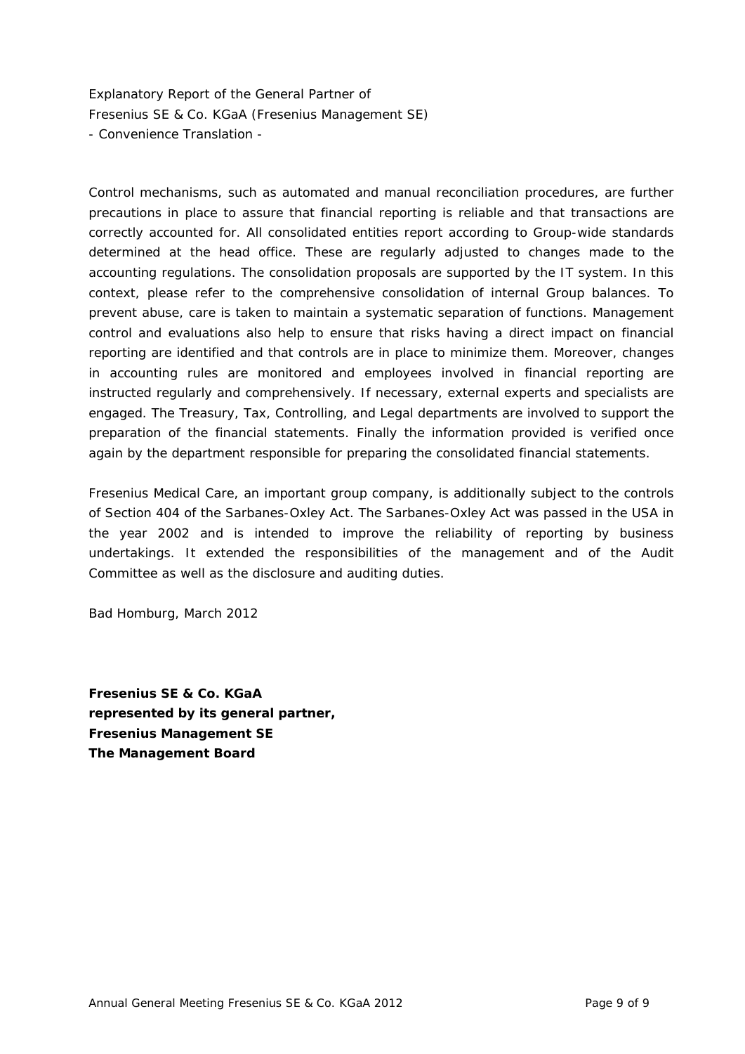Control mechanisms, such as automated and manual reconciliation procedures, are further precautions in place to assure that financial reporting is reliable and that transactions are correctly accounted for. All consolidated entities report according to Group-wide standards determined at the head office. These are regularly adjusted to changes made to the accounting regulations. The consolidation proposals are supported by the IT system. In this context, please refer to the comprehensive consolidation of internal Group balances. To prevent abuse, care is taken to maintain a systematic separation of functions. Management control and evaluations also help to ensure that risks having a direct impact on financial reporting are identified and that controls are in place to minimize them. Moreover, changes in accounting rules are monitored and employees involved in financial reporting are instructed regularly and comprehensively. If necessary, external experts and specialists are engaged. The Treasury, Tax, Controlling, and Legal departments are involved to support the preparation of the financial statements. Finally the information provided is verified once again by the department responsible for preparing the consolidated financial statements.

Fresenius Medical Care, an important group company, is additionally subject to the controls of Section 404 of the Sarbanes-Oxley Act. The Sarbanes-Oxley Act was passed in the USA in the year 2002 and is intended to improve the reliability of reporting by business undertakings. It extended the responsibilities of the management and of the Audit Committee as well as the disclosure and auditing duties.

Bad Homburg, March 2012

**Fresenius SE & Co. KGaA**
**represented by its general partner,**
**Fresenius Management SE**
**The Management Board**